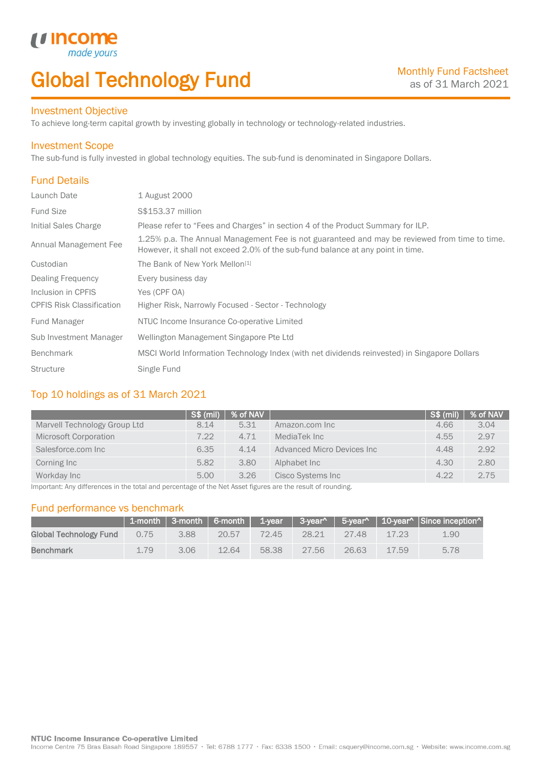# Global Technology Fund

Monthly Fund Factsheet
as of 31 March 2021

## Investment Objective

To achieve long-term capital growth by investing globally in technology or technology-related industries.

## Investment Scope

The sub-fund is fully invested in global technology equities. The sub-fund is denominated in Singapore Dollars.

## Fund Details

| | |
|---|---|
| Launch Date | 1 August 2000 |
| Fund Size | S$153.37 million |
| Initial Sales Charge | Please refer to "Fees and Charges" in section 4 of the Product Summary for ILP. |
| Annual Management Fee | 1.25% p.a. The Annual Management Fee is not guaranteed and may be reviewed from time to time. However, it shall not exceed 2.0% of the sub-fund balance at any point in time. |
| Custodian | The Bank of New York Mellon[1] |
| Dealing Frequency | Every business day |
| Inclusion in CPFIS | Yes (CPF OA) |
| CPFIS Risk Classification | Higher Risk, Narrowly Focused - Sector - Technology |
| Fund Manager | NTUC Income Insurance Co-operative Limited |
| Sub Investment Manager | Wellington Management Singapore Pte Ltd |
| Benchmark | MSCI World Information Technology Index (with net dividends reinvested) in Singapore Dollars |
| Structure | Single Fund |

## Top 10 holdings as of 31 March 2021

| | S$ (mil) | % of NAV | | S$ (mil) | % of NAV |
|---|---|---|---|---|---|
| Marvell Technology Group Ltd | 8.14 | 5.31 | Amazon.com Inc | 4.66 | 3.04 |
| Microsoft Corporation | 7.22 | 4.71 | MediaTek Inc | 4.55 | 2.97 |
| Salesforce.com Inc | 6.35 | 4.14 | Advanced Micro Devices Inc | 4.48 | 2.92 |
| Corning Inc | 5.82 | 3.80 | Alphabet Inc | 4.30 | 2.80 |
| Workday Inc | 5.00 | 3.26 | Cisco Systems Inc | 4.22 | 2.75 |

Important: Any differences in the total and percentage of the Net Asset figures are the result of rounding.

## Fund performance vs benchmark

| | 1-month | 3-month | 6-month | 1-year | 3-year^ | 5-year^ | 10-year^ | Since inception^ |
|---|---|---|---|---|---|---|---|---|
| **Global Technology Fund** | 0.75 | 3.88 | 20.57 | 72.45 | 28.21 | 27.48 | 17.23 | 1.90 |
| **Benchmark** | 1.79 | 3.06 | 12.64 | 58.38 | 27.56 | 26.63 | 17.59 | 5.78 |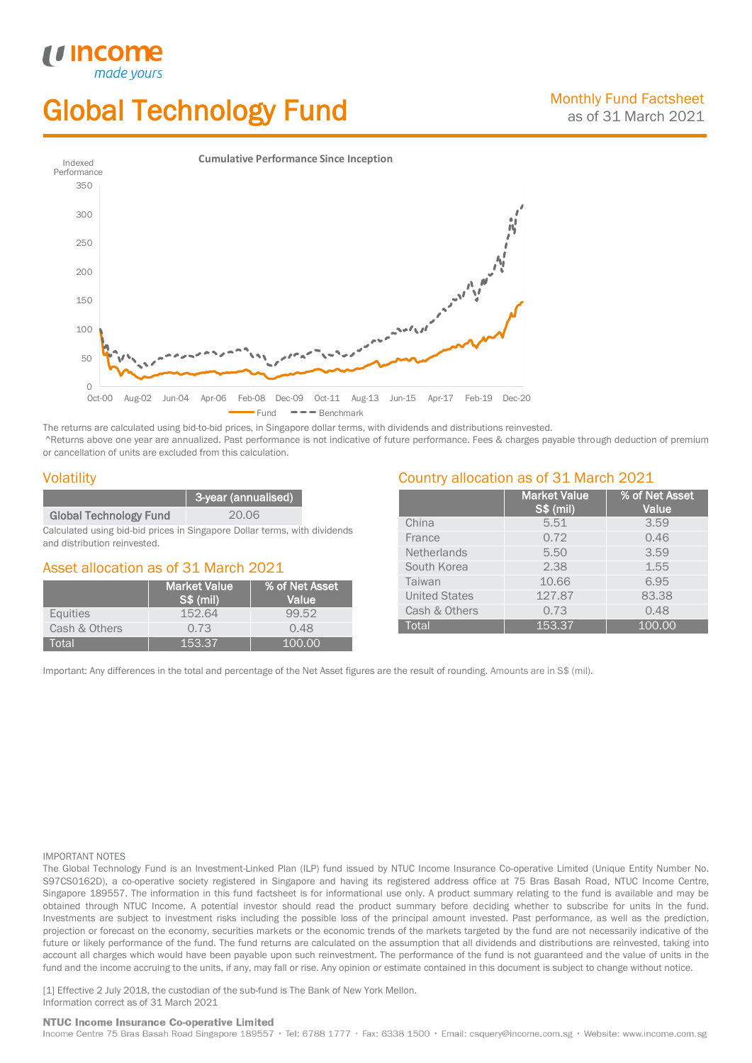# Global Technology Fund

Monthly Fund Factsheet
as of 31 March 2021

Cumulative Performance Since Inception

Indexed Performance

350
300
250
200
150
100
50
0

Oct-00 Aug-02 Jun-04 Apr-06 Feb-08 Dec-09 Oct-11 Aug-13 Jun-15 Apr-17 Feb-19 Dec-20

Fund Benchmark

The returns are calculated using bid-to-bid prices, in Singapore dollar terms, with dividends and distributions reinvested.
^Returns above one year are annualized. Past performance is not indicative of future performance. Fees & charges payable through deduction of premium or cancellation of units are excluded from this calculation.

## Volatility

| | 3-year (annualised) |
|---|---|
| **Global Technology Fund** | 20.06 |

Calculated using bid-bid prices in Singapore Dollar terms, with dividends and distribution reinvested.

## Asset allocation as of 31 March 2021

| | Market Value S$ (mil) | % of Net Asset Value |
|---|---|---|
| Equities | 152.64 | 99.52 |
| Cash & Others | 0.73 | 0.48 |
| Total | 153.37 | 100.00 |

## Country allocation as of 31 March 2021

| | Market Value S$ (mil) | % of Net Asset Value |
|---|---|---|
| China | 5.51 | 3.59 |
| France | 0.72 | 0.46 |
| Netherlands | 5.50 | 3.59 |
| South Korea | 2.38 | 1.55 |
| Taiwan | 10.66 | 6.95 |
| United States | 127.87 | 83.38 |
| Cash & Others | 0.73 | 0.48 |
| Total | 153.37 | 100.00 |

Important: Any differences in the total and percentage of the Net Asset figures are the result of rounding. Amounts are in S$ (mil).

IMPORTANT NOTES

The Global Technology Fund is an Investment-Linked Plan (ILP) fund issued by NTUC Income Insurance Co-operative Limited (Unique Entity Number No. S97CS0162D), a co-operative society registered in Singapore and having its registered address office at 75 Bras Basah Road, NTUC Income Centre, Singapore 189557. The information in this fund factsheet is for informational use only. A product summary relating to the fund is available and may be obtained through NTUC Income. A potential investor should read the product summary before deciding whether to subscribe for units in the fund. Investments are subject to investment risks including the possible loss of the principal amount invested. Past performance, as well as the prediction, projection or forecast on the economy, securities markets or the economic trends of the markets targeted by the fund are not necessarily indicative of the future or likely performance of the fund. The fund returns are calculated on the assumption that all dividends and distributions are reinvested, taking into account all charges which would have been payable upon such reinvestment. The performance of the fund is not guaranteed and the value of units in the fund and the income accruing to the units, if any, may fall or rise. Any opinion or estimate contained in this document is subject to change without notice.

[1] Effective 2 July 2018, the custodian of the sub-fund is The Bank of New York Mellon.
Information correct as of 31 March 2021

**NTUC Income Insurance Co-operative Limited**
Income Centre 75 Bras Basah Road Singapore 189557 • Tel: 6788 1777 • Fax: 6338 1500 • Email: csquery@income.com.sg • Website: www.income.com.sg